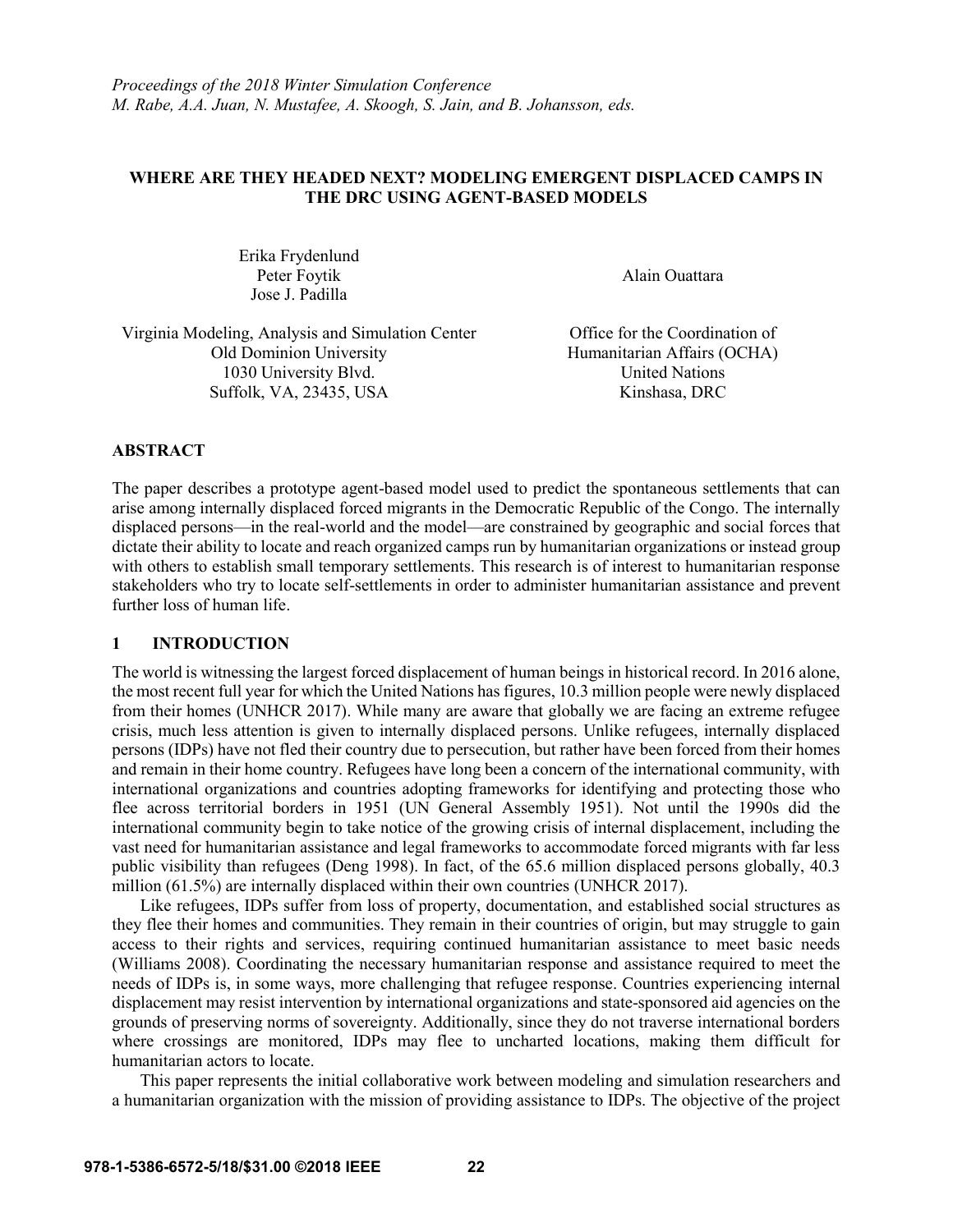*Proceedings of the 2018 Winter Simulation Conference*
*M. Rabe, A.A. Juan, N. Mustafee, A. Skoogh, S. Jain, and B. Johansson, eds.*

# WHERE ARE THEY HEADED NEXT? MODELING EMERGENT DISPLACED CAMPS IN THE DRC USING AGENT-BASED MODELS

Erika Frydenlund
Peter Foytik
Jose J. Padilla

Virginia Modeling, Analysis and Simulation Center
Old Dominion University
1030 University Blvd.
Suffolk, VA, 23435, USA

Alain Ouattara

Office for the Coordination of Humanitarian Affairs (OCHA)
United Nations
Kinshasa, DRC

## ABSTRACT

The paper describes a prototype agent-based model used to predict the spontaneous settlements that can arise among internally displaced forced migrants in the Democratic Republic of the Congo. The internally displaced persons—in the real-world and the model—are constrained by geographic and social forces that dictate their ability to locate and reach organized camps run by humanitarian organizations or instead group with others to establish small temporary settlements. This research is of interest to humanitarian response stakeholders who try to locate self-settlements in order to administer humanitarian assistance and prevent further loss of human life.

## 1 INTRODUCTION

The world is witnessing the largest forced displacement of human beings in historical record. In 2016 alone, the most recent full year for which the United Nations has figures, 10.3 million people were newly displaced from their homes (UNHCR 2017). While many are aware that globally we are facing an extreme refugee crisis, much less attention is given to internally displaced persons. Unlike refugees, internally displaced persons (IDPs) have not fled their country due to persecution, but rather have been forced from their homes and remain in their home country. Refugees have long been a concern of the international community, with international organizations and countries adopting frameworks for identifying and protecting those who flee across territorial borders in 1951 (UN General Assembly 1951). Not until the 1990s did the international community begin to take notice of the growing crisis of internal displacement, including the vast need for humanitarian assistance and legal frameworks to accommodate forced migrants with far less public visibility than refugees (Deng 1998). In fact, of the 65.6 million displaced persons globally, 40.3 million (61.5%) are internally displaced within their own countries (UNHCR 2017).

Like refugees, IDPs suffer from loss of property, documentation, and established social structures as they flee their homes and communities. They remain in their countries of origin, but may struggle to gain access to their rights and services, requiring continued humanitarian assistance to meet basic needs (Williams 2008). Coordinating the necessary humanitarian response and assistance required to meet the needs of IDPs is, in some ways, more challenging that refugee response. Countries experiencing internal displacement may resist intervention by international organizations and state-sponsored aid agencies on the grounds of preserving norms of sovereignty. Additionally, since they do not traverse international borders where crossings are monitored, IDPs may flee to uncharted locations, making them difficult for humanitarian actors to locate.

This paper represents the initial collaborative work between modeling and simulation researchers and a humanitarian organization with the mission of providing assistance to IDPs. The objective of the project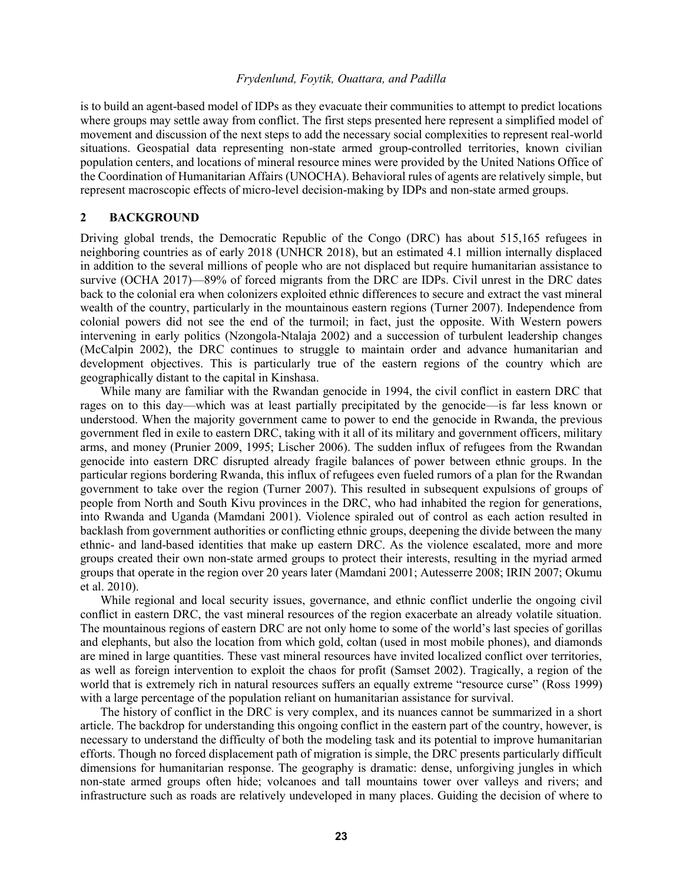is to build an agent-based model of IDPs as they evacuate their communities to attempt to predict locations where groups may settle away from conflict. The first steps presented here represent a simplified model of movement and discussion of the next steps to add the necessary social complexities to represent real-world situations. Geospatial data representing non-state armed group-controlled territories, known civilian population centers, and locations of mineral resource mines were provided by the United Nations Office of the Coordination of Humanitarian Affairs (UNOCHA). Behavioral rules of agents are relatively simple, but represent macroscopic effects of micro-level decision-making by IDPs and non-state armed groups.

## 2 BACKGROUND

Driving global trends, the Democratic Republic of the Congo (DRC) has about 515,165 refugees in neighboring countries as of early 2018 (UNHCR 2018), but an estimated 4.1 million internally displaced in addition to the several millions of people who are not displaced but require humanitarian assistance to survive (OCHA 2017)—89% of forced migrants from the DRC are IDPs. Civil unrest in the DRC dates back to the colonial era when colonizers exploited ethnic differences to secure and extract the vast mineral wealth of the country, particularly in the mountainous eastern regions (Turner 2007). Independence from colonial powers did not see the end of the turmoil; in fact, just the opposite. With Western powers intervening in early politics (Nzongola-Ntalaja 2002) and a succession of turbulent leadership changes (McCalpin 2002), the DRC continues to struggle to maintain order and advance humanitarian and development objectives. This is particularly true of the eastern regions of the country which are geographically distant to the capital in Kinshasa.

While many are familiar with the Rwandan genocide in 1994, the civil conflict in eastern DRC that rages on to this day—which was at least partially precipitated by the genocide—is far less known or understood. When the majority government came to power to end the genocide in Rwanda, the previous government fled in exile to eastern DRC, taking with it all of its military and government officers, military arms, and money (Prunier 2009, 1995; Lischer 2006). The sudden influx of refugees from the Rwandan genocide into eastern DRC disrupted already fragile balances of power between ethnic groups. In the particular regions bordering Rwanda, this influx of refugees even fueled rumors of a plan for the Rwandan government to take over the region (Turner 2007). This resulted in subsequent expulsions of groups of people from North and South Kivu provinces in the DRC, who had inhabited the region for generations, into Rwanda and Uganda (Mamdani 2001). Violence spiraled out of control as each action resulted in backlash from government authorities or conflicting ethnic groups, deepening the divide between the many ethnic- and land-based identities that make up eastern DRC. As the violence escalated, more and more groups created their own non-state armed groups to protect their interests, resulting in the myriad armed groups that operate in the region over 20 years later (Mamdani 2001; Autesserre 2008; IRIN 2007; Okumu et al. 2010).

While regional and local security issues, governance, and ethnic conflict underlie the ongoing civil conflict in eastern DRC, the vast mineral resources of the region exacerbate an already volatile situation. The mountainous regions of eastern DRC are not only home to some of the world's last species of gorillas and elephants, but also the location from which gold, coltan (used in most mobile phones), and diamonds are mined in large quantities. These vast mineral resources have invited localized conflict over territories, as well as foreign intervention to exploit the chaos for profit (Samset 2002). Tragically, a region of the world that is extremely rich in natural resources suffers an equally extreme "resource curse" (Ross 1999) with a large percentage of the population reliant on humanitarian assistance for survival.

The history of conflict in the DRC is very complex, and its nuances cannot be summarized in a short article. The backdrop for understanding this ongoing conflict in the eastern part of the country, however, is necessary to understand the difficulty of both the modeling task and its potential to improve humanitarian efforts. Though no forced displacement path of migration is simple, the DRC presents particularly difficult dimensions for humanitarian response. The geography is dramatic: dense, unforgiving jungles in which non-state armed groups often hide; volcanoes and tall mountains tower over valleys and rivers; and infrastructure such as roads are relatively undeveloped in many places. Guiding the decision of where to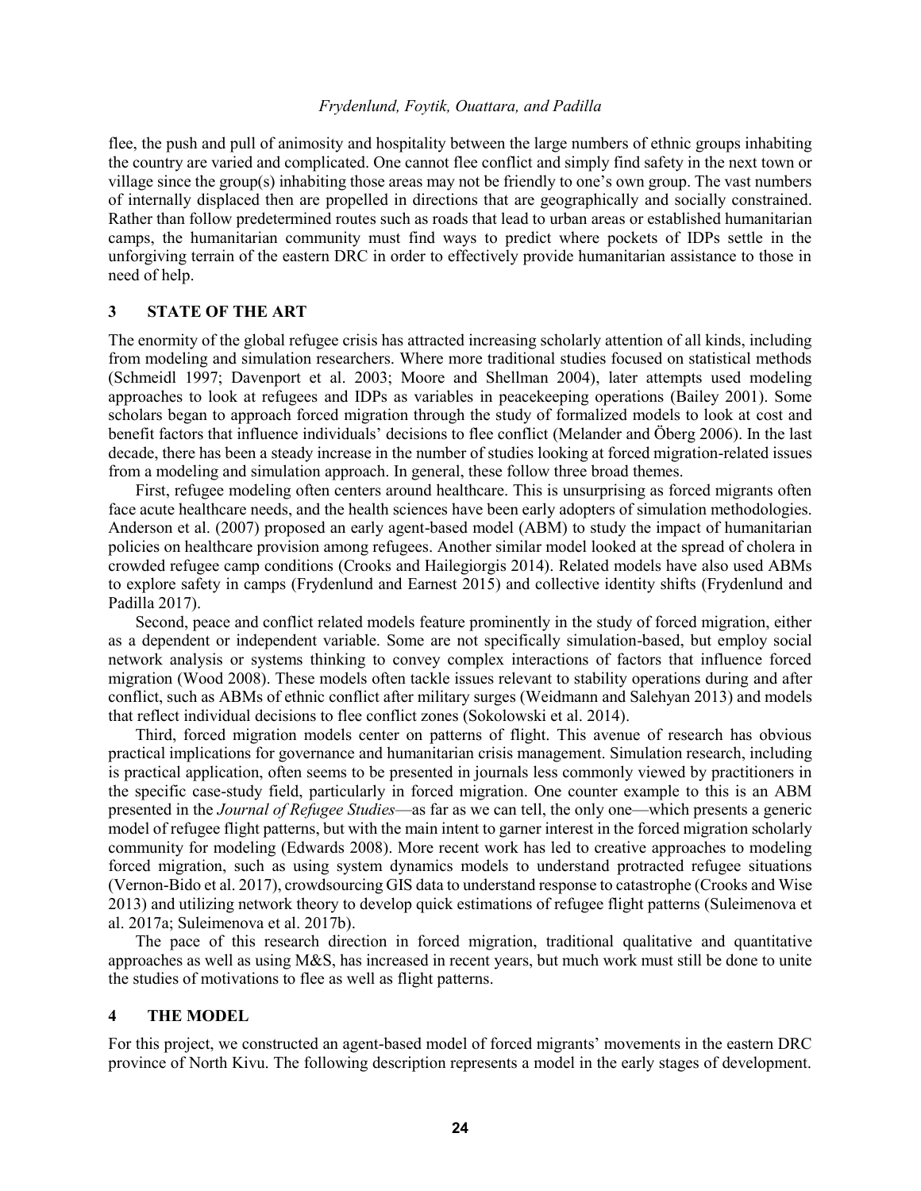flee, the push and pull of animosity and hospitality between the large numbers of ethnic groups inhabiting the country are varied and complicated. One cannot flee conflict and simply find safety in the next town or village since the group(s) inhabiting those areas may not be friendly to one's own group. The vast numbers of internally displaced then are propelled in directions that are geographically and socially constrained. Rather than follow predetermined routes such as roads that lead to urban areas or established humanitarian camps, the humanitarian community must find ways to predict where pockets of IDPs settle in the unforgiving terrain of the eastern DRC in order to effectively provide humanitarian assistance to those in need of help.

## 3 STATE OF THE ART

The enormity of the global refugee crisis has attracted increasing scholarly attention of all kinds, including from modeling and simulation researchers. Where more traditional studies focused on statistical methods (Schmeidl 1997; Davenport et al. 2003; Moore and Shellman 2004), later attempts used modeling approaches to look at refugees and IDPs as variables in peacekeeping operations (Bailey 2001). Some scholars began to approach forced migration through the study of formalized models to look at cost and benefit factors that influence individuals' decisions to flee conflict (Melander and Öberg 2006). In the last decade, there has been a steady increase in the number of studies looking at forced migration-related issues from a modeling and simulation approach. In general, these follow three broad themes.

First, refugee modeling often centers around healthcare. This is unsurprising as forced migrants often face acute healthcare needs, and the health sciences have been early adopters of simulation methodologies. Anderson et al. (2007) proposed an early agent-based model (ABM) to study the impact of humanitarian policies on healthcare provision among refugees. Another similar model looked at the spread of cholera in crowded refugee camp conditions (Crooks and Hailegiorgis 2014). Related models have also used ABMs to explore safety in camps (Frydenlund and Earnest 2015) and collective identity shifts (Frydenlund and Padilla 2017).

Second, peace and conflict related models feature prominently in the study of forced migration, either as a dependent or independent variable. Some are not specifically simulation-based, but employ social network analysis or systems thinking to convey complex interactions of factors that influence forced migration (Wood 2008). These models often tackle issues relevant to stability operations during and after conflict, such as ABMs of ethnic conflict after military surges (Weidmann and Salehyan 2013) and models that reflect individual decisions to flee conflict zones (Sokolowski et al. 2014).

Third, forced migration models center on patterns of flight. This avenue of research has obvious practical implications for governance and humanitarian crisis management. Simulation research, including is practical application, often seems to be presented in journals less commonly viewed by practitioners in the specific case-study field, particularly in forced migration. One counter example to this is an ABM presented in the *Journal of Refugee Studies*—as far as we can tell, the only one—which presents a generic model of refugee flight patterns, but with the main intent to garner interest in the forced migration scholarly community for modeling (Edwards 2008). More recent work has led to creative approaches to modeling forced migration, such as using system dynamics models to understand protracted refugee situations (Vernon-Bido et al. 2017), crowdsourcing GIS data to understand response to catastrophe (Crooks and Wise 2013) and utilizing network theory to develop quick estimations of refugee flight patterns (Suleimenova et al. 2017a; Suleimenova et al. 2017b).

The pace of this research direction in forced migration, traditional qualitative and quantitative approaches as well as using M&S, has increased in recent years, but much work must still be done to unite the studies of motivations to flee as well as flight patterns.

## 4 THE MODEL

For this project, we constructed an agent-based model of forced migrants' movements in the eastern DRC province of North Kivu. The following description represents a model in the early stages of development.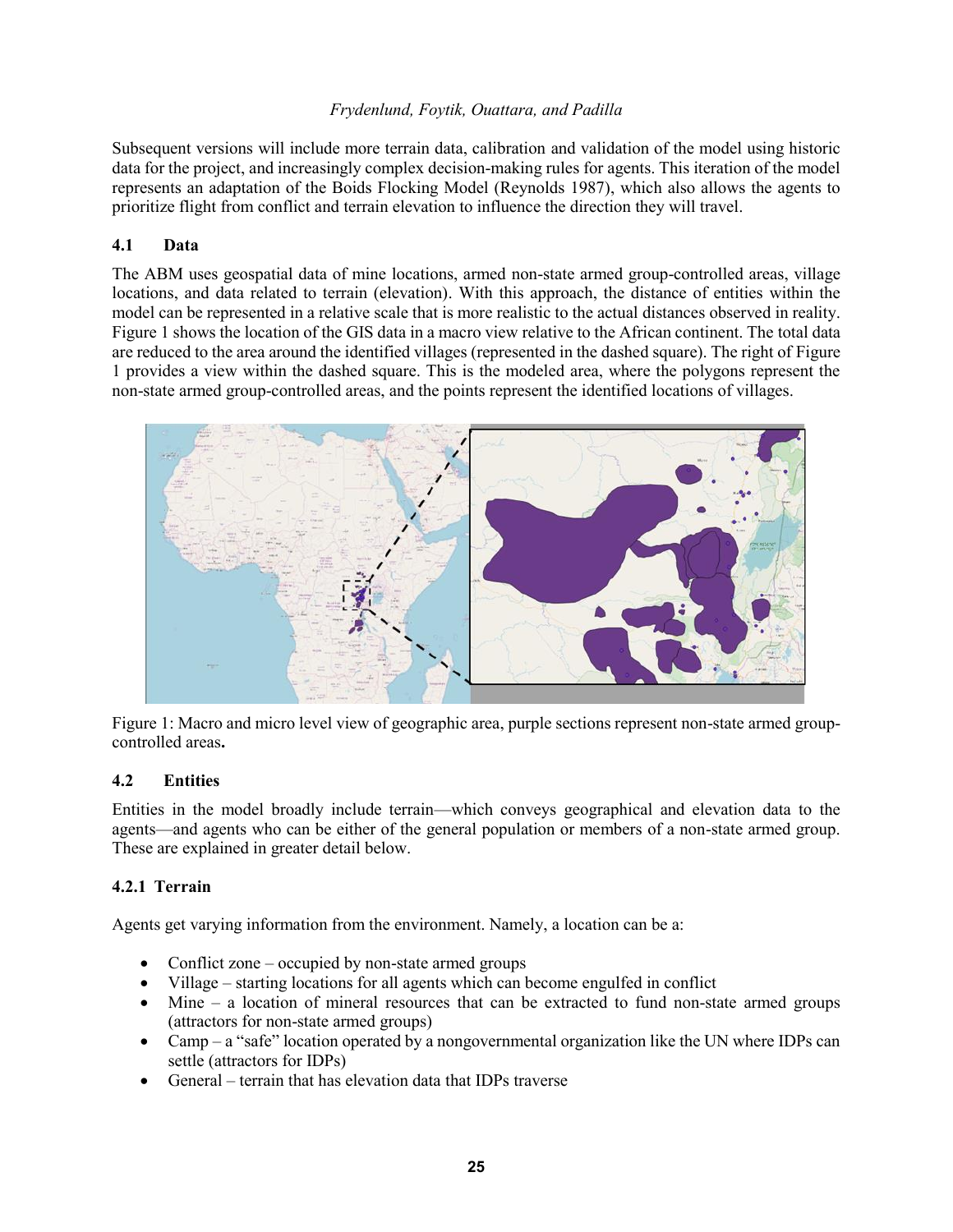Subsequent versions will include more terrain data, calibration and validation of the model using historic data for the project, and increasingly complex decision-making rules for agents. This iteration of the model represents an adaptation of the Boids Flocking Model (Reynolds 1987), which also allows the agents to prioritize flight from conflict and terrain elevation to influence the direction they will travel.

### 4.1 Data

The ABM uses geospatial data of mine locations, armed non-state armed group-controlled areas, village locations, and data related to terrain (elevation). With this approach, the distance of entities within the model can be represented in a relative scale that is more realistic to the actual distances observed in reality. Figure 1 shows the location of the GIS data in a macro view relative to the African continent. The total data are reduced to the area around the identified villages (represented in the dashed square). The right of Figure 1 provides a view within the dashed square. This is the modeled area, where the polygons represent the non-state armed group-controlled areas, and the points represent the identified locations of villages.

Figure 1: Macro and micro level view of geographic area, purple sections represent non-state armed group-controlled areas**.**

### 4.2 Entities

Entities in the model broadly include terrain—which conveys geographical and elevation data to the agents—and agents who can be either of the general population or members of a non-state armed group. These are explained in greater detail below.

#### 4.2.1 Terrain

Agents get varying information from the environment. Namely, a location can be a:

- Conflict zone – occupied by non-state armed groups
- Village – starting locations for all agents which can become engulfed in conflict
- Mine – a location of mineral resources that can be extracted to fund non-state armed groups (attractors for non-state armed groups)
- Camp – a "safe" location operated by a nongovernmental organization like the UN where IDPs can settle (attractors for IDPs)
- General – terrain that has elevation data that IDPs traverse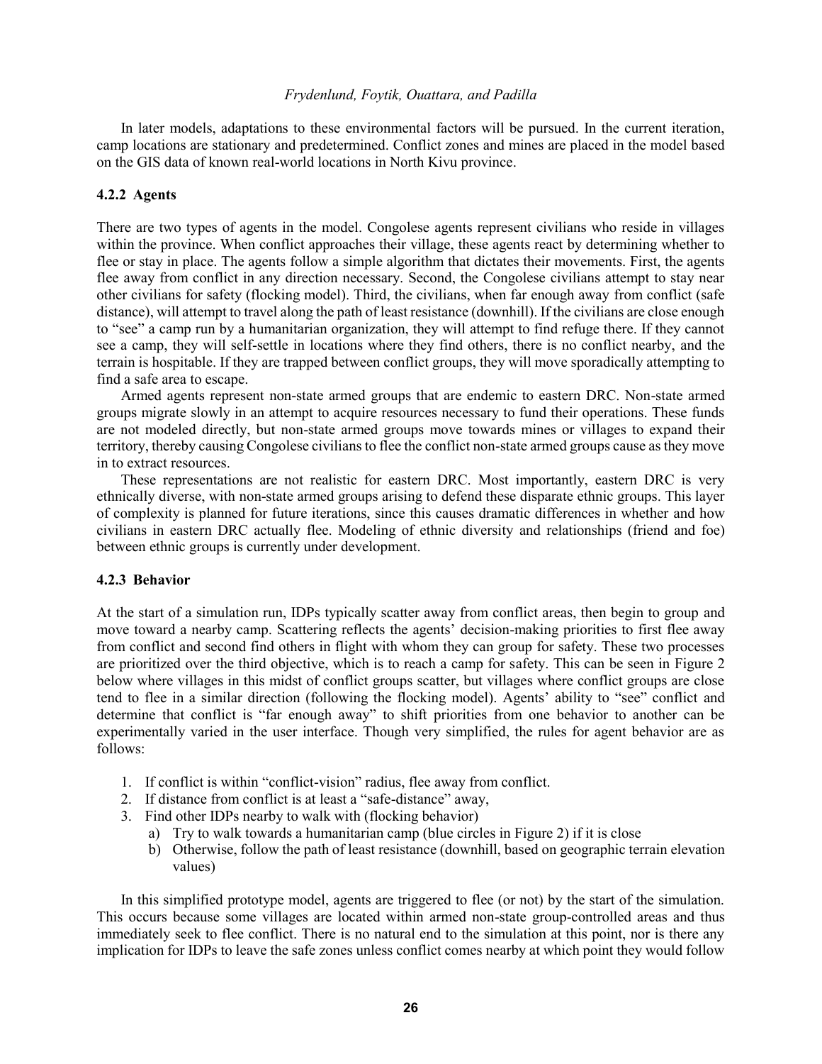In later models, adaptations to these environmental factors will be pursued. In the current iteration, camp locations are stationary and predetermined. Conflict zones and mines are placed in the model based on the GIS data of known real-world locations in North Kivu province.

### 4.2.2 Agents

There are two types of agents in the model. Congolese agents represent civilians who reside in villages within the province. When conflict approaches their village, these agents react by determining whether to flee or stay in place. The agents follow a simple algorithm that dictates their movements. First, the agents flee away from conflict in any direction necessary. Second, the Congolese civilians attempt to stay near other civilians for safety (flocking model). Third, the civilians, when far enough away from conflict (safe distance), will attempt to travel along the path of least resistance (downhill). If the civilians are close enough to "see" a camp run by a humanitarian organization, they will attempt to find refuge there. If they cannot see a camp, they will self-settle in locations where they find others, there is no conflict nearby, and the terrain is hospitable. If they are trapped between conflict groups, they will move sporadically attempting to find a safe area to escape.

Armed agents represent non-state armed groups that are endemic to eastern DRC. Non-state armed groups migrate slowly in an attempt to acquire resources necessary to fund their operations. These funds are not modeled directly, but non-state armed groups move towards mines or villages to expand their territory, thereby causing Congolese civilians to flee the conflict non-state armed groups cause as they move in to extract resources.

These representations are not realistic for eastern DRC. Most importantly, eastern DRC is very ethnically diverse, with non-state armed groups arising to defend these disparate ethnic groups. This layer of complexity is planned for future iterations, since this causes dramatic differences in whether and how civilians in eastern DRC actually flee. Modeling of ethnic diversity and relationships (friend and foe) between ethnic groups is currently under development.

### 4.2.3 Behavior

At the start of a simulation run, IDPs typically scatter away from conflict areas, then begin to group and move toward a nearby camp. Scattering reflects the agents' decision-making priorities to first flee away from conflict and second find others in flight with whom they can group for safety. These two processes are prioritized over the third objective, which is to reach a camp for safety. This can be seen in Figure 2 below where villages in this midst of conflict groups scatter, but villages where conflict groups are close tend to flee in a similar direction (following the flocking model). Agents' ability to "see" conflict and determine that conflict is "far enough away" to shift priorities from one behavior to another can be experimentally varied in the user interface. Though very simplified, the rules for agent behavior are as follows:

1. If conflict is within "conflict-vision" radius, flee away from conflict.
2. If distance from conflict is at least a "safe-distance" away,
3. Find other IDPs nearby to walk with (flocking behavior)
   a) Try to walk towards a humanitarian camp (blue circles in Figure 2) if it is close
   b) Otherwise, follow the path of least resistance (downhill, based on geographic terrain elevation values)

In this simplified prototype model, agents are triggered to flee (or not) by the start of the simulation. This occurs because some villages are located within armed non-state group-controlled areas and thus immediately seek to flee conflict. There is no natural end to the simulation at this point, nor is there any implication for IDPs to leave the safe zones unless conflict comes nearby at which point they would follow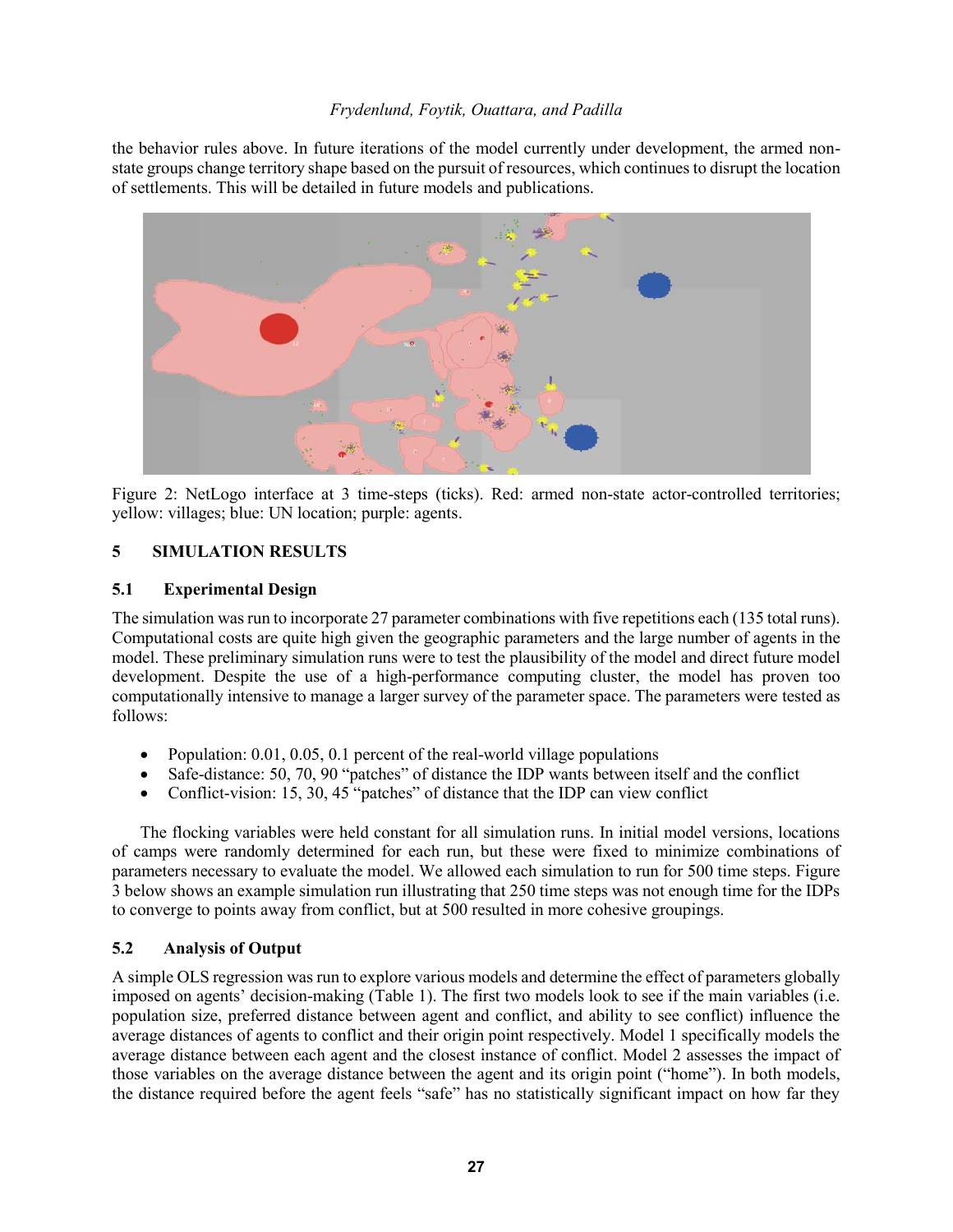the behavior rules above. In future iterations of the model currently under development, the armed non-state groups change territory shape based on the pursuit of resources, which continues to disrupt the location of settlements. This will be detailed in future models and publications.

Figure 2: NetLogo interface at 3 time-steps (ticks). Red: armed non-state actor-controlled territories; yellow: villages; blue: UN location; purple: agents.

## 5 SIMULATION RESULTS

### 5.1 Experimental Design

The simulation was run to incorporate 27 parameter combinations with five repetitions each (135 total runs). Computational costs are quite high given the geographic parameters and the large number of agents in the model. These preliminary simulation runs were to test the plausibility of the model and direct future model development. Despite the use of a high-performance computing cluster, the model has proven too computationally intensive to manage a larger survey of the parameter space. The parameters were tested as follows:

- Population: 0.01, 0.05, 0.1 percent of the real-world village populations
- Safe-distance: 50, 70, 90 "patches" of distance the IDP wants between itself and the conflict
- Conflict-vision: 15, 30, 45 "patches" of distance that the IDP can view conflict

The flocking variables were held constant for all simulation runs. In initial model versions, locations of camps were randomly determined for each run, but these were fixed to minimize combinations of parameters necessary to evaluate the model. We allowed each simulation to run for 500 time steps. Figure 3 below shows an example simulation run illustrating that 250 time steps was not enough time for the IDPs to converge to points away from conflict, but at 500 resulted in more cohesive groupings.

### 5.2 Analysis of Output

A simple OLS regression was run to explore various models and determine the effect of parameters globally imposed on agents' decision-making (Table 1). The first two models look to see if the main variables (i.e. population size, preferred distance between agent and conflict, and ability to see conflict) influence the average distances of agents to conflict and their origin point respectively. Model 1 specifically models the average distance between each agent and the closest instance of conflict. Model 2 assesses the impact of those variables on the average distance between the agent and its origin point ("home"). In both models, the distance required before the agent feels "safe" has no statistically significant impact on how far they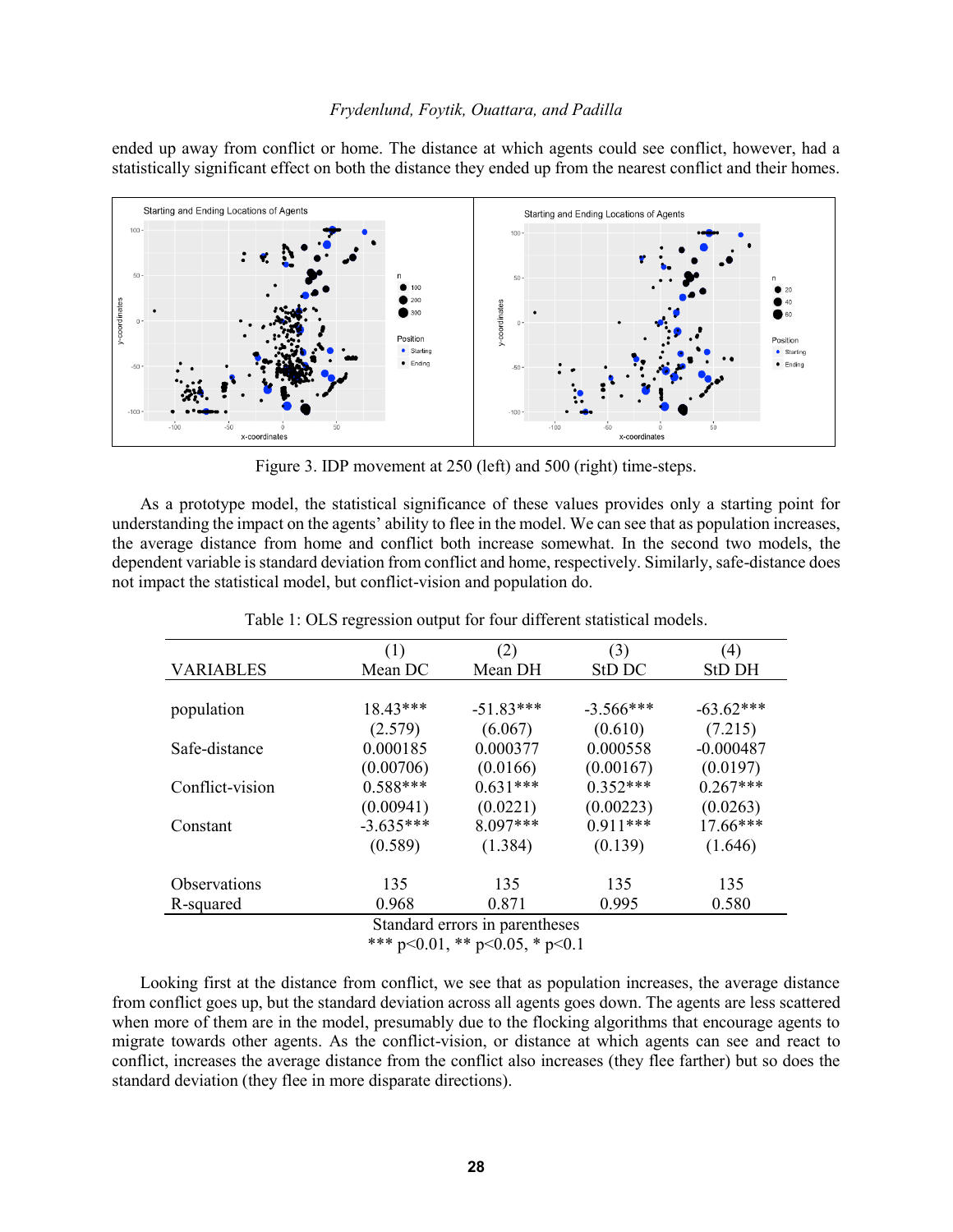ended up away from conflict or home. The distance at which agents could see conflict, however, had a statistically significant effect on both the distance they ended up from the nearest conflict and their homes.

Figure 3. IDP movement at 250 (left) and 500 (right) time-steps.

As a prototype model, the statistical significance of these values provides only a starting point for understanding the impact on the agents' ability to flee in the model. We can see that as population increases, the average distance from home and conflict both increase somewhat. In the second two models, the dependent variable is standard deviation from conflict and home, respectively. Similarly, safe-distance does not impact the statistical model, but conflict-vision and population do.

Table 1: OLS regression output for four different statistical models.

| VARIABLES | (1) Mean DC | (2) Mean DH | (3) StD DC | (4) StD DH |
|---|---|---|---|---|
| population | 18.43*** | -51.83*** | -3.566*** | -63.62*** |
| | (2.579) | (6.067) | (0.610) | (7.215) |
| Safe-distance | 0.000185 | 0.000377 | 0.000558 | -0.000487 |
| | (0.00706) | (0.0166) | (0.00167) | (0.0197) |
| Conflict-vision | 0.588*** | 0.631*** | 0.352*** | 0.267*** |
| | (0.00941) | (0.0221) | (0.00223) | (0.0263) |
| Constant | -3.635*** | 8.097*** | 0.911*** | 17.66*** |
| | (0.589) | (1.384) | (0.139) | (1.646) |
| Observations | 135 | 135 | 135 | 135 |
| R-squared | 0.968 | 0.871 | 0.995 | 0.580 |

Standard errors in parentheses
*** $p<0.01$, ** $p<0.05$, * $p<0.1$

Looking first at the distance from conflict, we see that as population increases, the average distance from conflict goes up, but the standard deviation across all agents goes down. The agents are less scattered when more of them are in the model, presumably due to the flocking algorithms that encourage agents to migrate towards other agents. As the conflict-vision, or distance at which agents can see and react to conflict, increases the average distance from the conflict also increases (they flee farther) but so does the standard deviation (they flee in more disparate directions).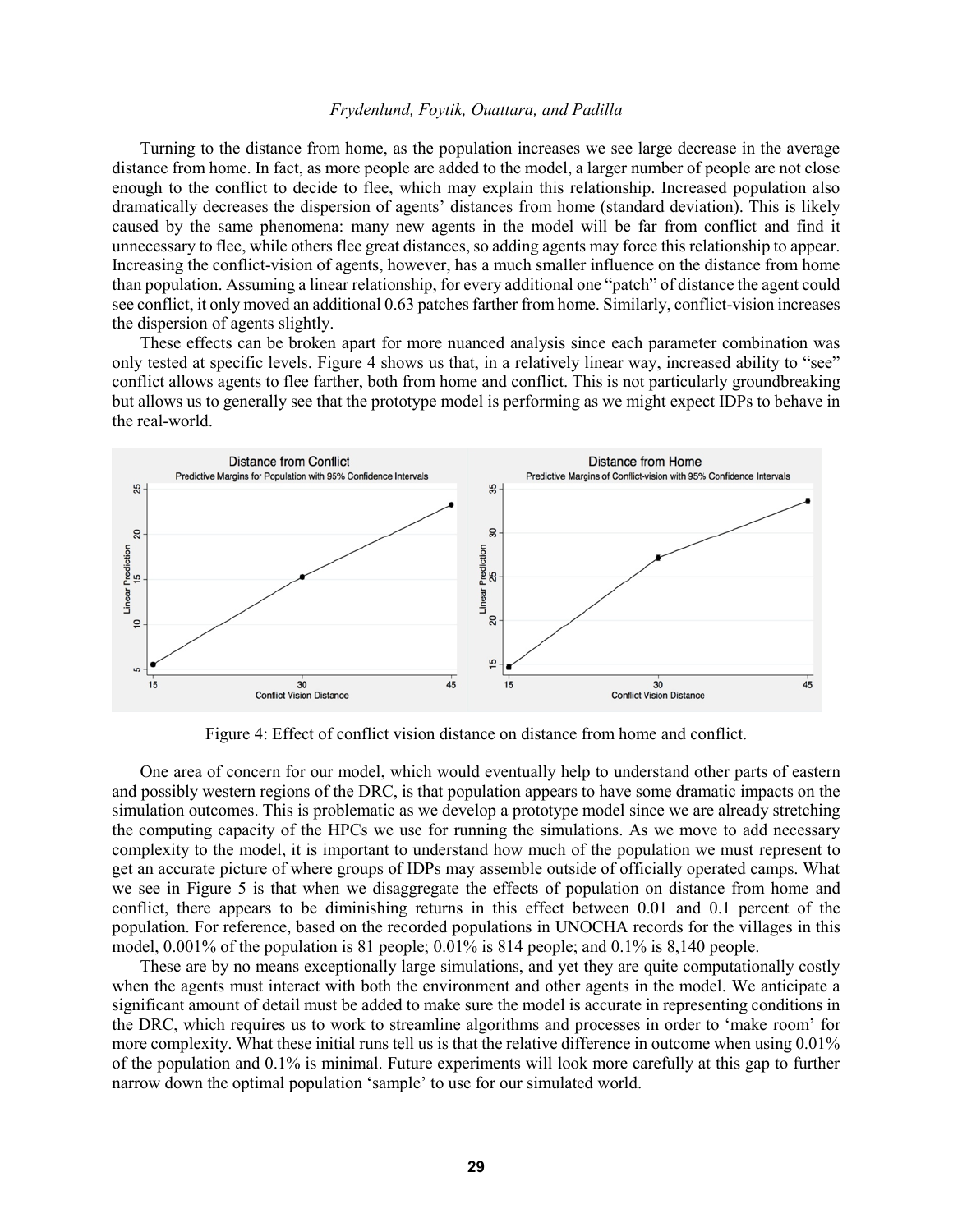Turning to the distance from home, as the population increases we see large decrease in the average distance from home. In fact, as more people are added to the model, a larger number of people are not close enough to the conflict to decide to flee, which may explain this relationship. Increased population also dramatically decreases the dispersion of agents' distances from home (standard deviation). This is likely caused by the same phenomena: many new agents in the model will be far from conflict and find it unnecessary to flee, while others flee great distances, so adding agents may force this relationship to appear. Increasing the conflict-vision of agents, however, has a much smaller influence on the distance from home than population. Assuming a linear relationship, for every additional one "patch" of distance the agent could see conflict, it only moved an additional 0.63 patches farther from home. Similarly, conflict-vision increases the dispersion of agents slightly.

These effects can be broken apart for more nuanced analysis since each parameter combination was only tested at specific levels. Figure 4 shows us that, in a relatively linear way, increased ability to "see" conflict allows agents to flee farther, both from home and conflict. This is not particularly groundbreaking but allows us to generally see that the prototype model is performing as we might expect IDPs to behave in the real-world.

Figure 4: Effect of conflict vision distance on distance from home and conflict.

One area of concern for our model, which would eventually help to understand other parts of eastern and possibly western regions of the DRC, is that population appears to have some dramatic impacts on the simulation outcomes. This is problematic as we develop a prototype model since we are already stretching the computing capacity of the HPCs we use for running the simulations. As we move to add necessary complexity to the model, it is important to understand how much of the population we must represent to get an accurate picture of where groups of IDPs may assemble outside of officially operated camps. What we see in Figure 5 is that when we disaggregate the effects of population on distance from home and conflict, there appears to be diminishing returns in this effect between 0.01 and 0.1 percent of the population. For reference, based on the recorded populations in UNOCHA records for the villages in this model, 0.001% of the population is 81 people; 0.01% is 814 people; and 0.1% is 8,140 people.

These are by no means exceptionally large simulations, and yet they are quite computationally costly when the agents must interact with both the environment and other agents in the model. We anticipate a significant amount of detail must be added to make sure the model is accurate in representing conditions in the DRC, which requires us to work to streamline algorithms and processes in order to 'make room' for more complexity. What these initial runs tell us is that the relative difference in outcome when using 0.01% of the population and 0.1% is minimal. Future experiments will look more carefully at this gap to further narrow down the optimal population 'sample' to use for our simulated world.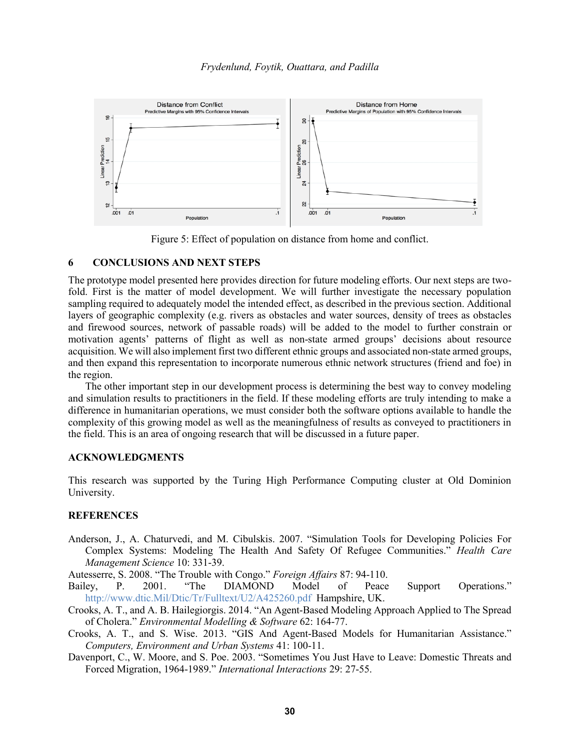Figure 5: Effect of population on distance from home and conflict.

## 6 CONCLUSIONS AND NEXT STEPS

The prototype model presented here provides direction for future modeling efforts. Our next steps are two-fold. First is the matter of model development. We will further investigate the necessary population sampling required to adequately model the intended effect, as described in the previous section. Additional layers of geographic complexity (e.g. rivers as obstacles and water sources, density of trees as obstacles and firewood sources, network of passable roads) will be added to the model to further constrain or motivation agents' patterns of flight as well as non-state armed groups' decisions about resource acquisition. We will also implement first two different ethnic groups and associated non-state armed groups, and then expand this representation to incorporate numerous ethnic network structures (friend and foe) in the region.

The other important step in our development process is determining the best way to convey modeling and simulation results to practitioners in the field. If these modeling efforts are truly intending to make a difference in humanitarian operations, we must consider both the software options available to handle the complexity of this growing model as well as the meaningfulness of results as conveyed to practitioners in the field. This is an area of ongoing research that will be discussed in a future paper.

## ACKNOWLEDGMENTS

This research was supported by the Turing High Performance Computing cluster at Old Dominion University.

## REFERENCES

Anderson, J., A. Chaturvedi, and M. Cibulskis. 2007. "Simulation Tools for Developing Policies For Complex Systems: Modeling The Health And Safety Of Refugee Communities." *Health Care Management Science* 10: 331-39.

Autesserre, S. 2008. "The Trouble with Congo." *Foreign Affairs* 87: 94-110.

Bailey, P. 2001. "The DIAMOND Model of Peace Support Operations." http://www.dtic.Mil/Dtic/Tr/Fulltext/U2/A425260.pdf Hampshire, UK.

Crooks, A. T., and A. B. Hailegiorgis. 2014. "An Agent-Based Modeling Approach Applied to The Spread of Cholera." *Environmental Modelling & Software* 62: 164-77.

Crooks, A. T., and S. Wise. 2013. "GIS And Agent-Based Models for Humanitarian Assistance." *Computers, Environment and Urban Systems* 41: 100-11.

Davenport, C., W. Moore, and S. Poe. 2003. "Sometimes You Just Have to Leave: Domestic Threats and Forced Migration, 1964-1989." *International Interactions* 29: 27-55.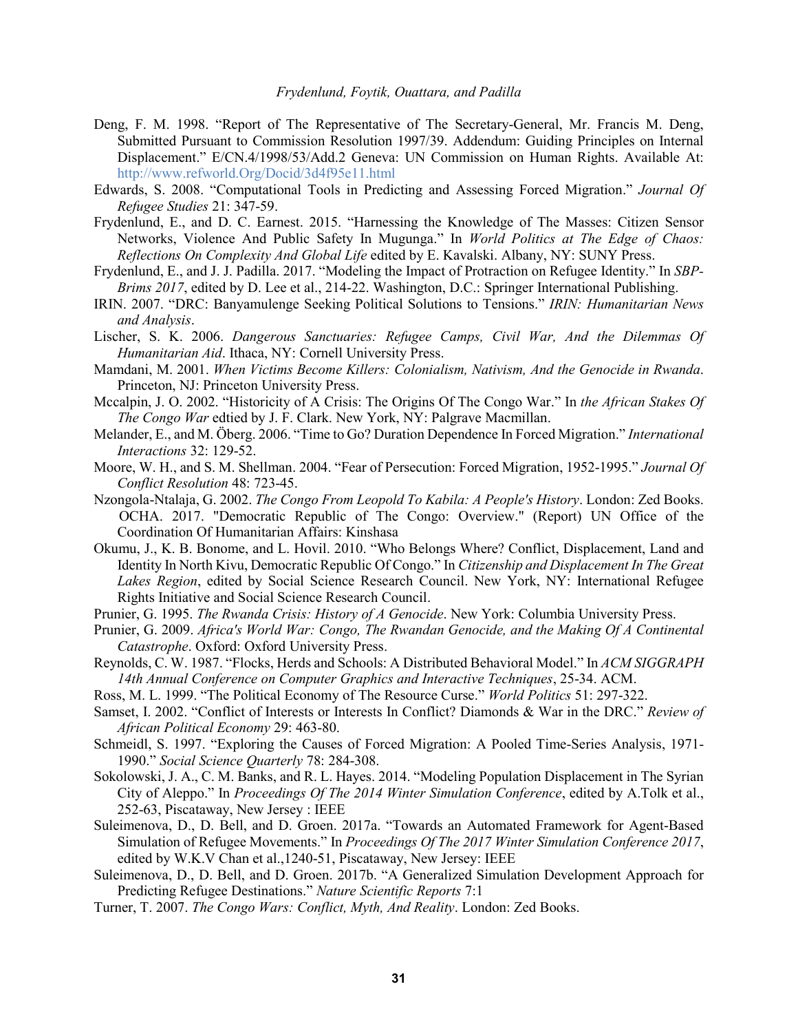Deng, F. M. 1998. "Report of The Representative of The Secretary-General, Mr. Francis M. Deng, Submitted Pursuant to Commission Resolution 1997/39. Addendum: Guiding Principles on Internal Displacement." E/CN.4/1998/53/Add.2 Geneva: UN Commission on Human Rights. Available At: http://www.refworld.Org/Docid/3d4f95e11.html

Edwards, S. 2008. "Computational Tools in Predicting and Assessing Forced Migration." *Journal Of Refugee Studies* 21: 347-59.

Frydenlund, E., and D. C. Earnest. 2015. "Harnessing the Knowledge of The Masses: Citizen Sensor Networks, Violence And Public Safety In Mugunga." In *World Politics at The Edge of Chaos: Reflections On Complexity And Global Life* edited by E. Kavalski. Albany, NY: SUNY Press.

Frydenlund, E., and J. J. Padilla. 2017. "Modeling the Impact of Protraction on Refugee Identity." In *SBP-Brims 2017*, edited by D. Lee et al., 214-22. Washington, D.C.: Springer International Publishing.

IRIN. 2007. "DRC: Banyamulenge Seeking Political Solutions to Tensions." *IRIN: Humanitarian News and Analysis*.

Lischer, S. K. 2006. *Dangerous Sanctuaries: Refugee Camps, Civil War, And the Dilemmas Of Humanitarian Aid*. Ithaca, NY: Cornell University Press.

Mamdani, M. 2001. *When Victims Become Killers: Colonialism, Nativism, And the Genocide in Rwanda*. Princeton, NJ: Princeton University Press.

Mccalpin, J. O. 2002. "Historicity of A Crisis: The Origins Of The Congo War." In *the African Stakes Of The Congo War* edtied by J. F. Clark. New York, NY: Palgrave Macmillan.

Melander, E., and M. Öberg. 2006. "Time to Go? Duration Dependence In Forced Migration." *International Interactions* 32: 129-52.

Moore, W. H., and S. M. Shellman. 2004. "Fear of Persecution: Forced Migration, 1952-1995." *Journal Of Conflict Resolution* 48: 723-45.

Nzongola-Ntalaja, G. 2002. *The Congo From Leopold To Kabila: A People's History*. London: Zed Books.

OCHA. 2017. "Democratic Republic of The Congo: Overview." (Report) UN Office of the Coordination Of Humanitarian Affairs: Kinshasa

Okumu, J., K. B. Bonome, and L. Hovil. 2010. "Who Belongs Where? Conflict, Displacement, Land and Identity In North Kivu, Democratic Republic Of Congo." In *Citizenship and Displacement In The Great Lakes Region*, edited by Social Science Research Council. New York, NY: International Refugee Rights Initiative and Social Science Research Council.

Prunier, G. 1995. *The Rwanda Crisis: History of A Genocide*. New York: Columbia University Press.

Prunier, G. 2009. *Africa's World War: Congo, The Rwandan Genocide, and the Making Of A Continental Catastrophe*. Oxford: Oxford University Press.

Reynolds, C. W. 1987. "Flocks, Herds and Schools: A Distributed Behavioral Model." In *ACM SIGGRAPH 14th Annual Conference on Computer Graphics and Interactive Techniques*, 25-34. ACM.

Ross, M. L. 1999. "The Political Economy of The Resource Curse." *World Politics* 51: 297-322.

Samset, I. 2002. "Conflict of Interests or Interests In Conflict? Diamonds & War in the DRC." *Review of African Political Economy* 29: 463-80.

Schmeidl, S. 1997. "Exploring the Causes of Forced Migration: A Pooled Time-Series Analysis, 1971-1990." *Social Science Quarterly* 78: 284-308.

Sokolowski, J. A., C. M. Banks, and R. L. Hayes. 2014. "Modeling Population Displacement in The Syrian City of Aleppo." In *Proceedings Of The 2014 Winter Simulation Conference*, edited by A.Tolk et al., 252-63, Piscataway, New Jersey : IEEE

Suleimenova, D., D. Bell, and D. Groen. 2017a. "Towards an Automated Framework for Agent-Based Simulation of Refugee Movements." In *Proceedings Of The 2017 Winter Simulation Conference 2017*, edited by W.K.V Chan et al.,1240-51, Piscataway, New Jersey: IEEE

Suleimenova, D., D. Bell, and D. Groen. 2017b. "A Generalized Simulation Development Approach for Predicting Refugee Destinations." *Nature Scientific Reports* 7:1

Turner, T. 2007. *The Congo Wars: Conflict, Myth, And Reality*. London: Zed Books.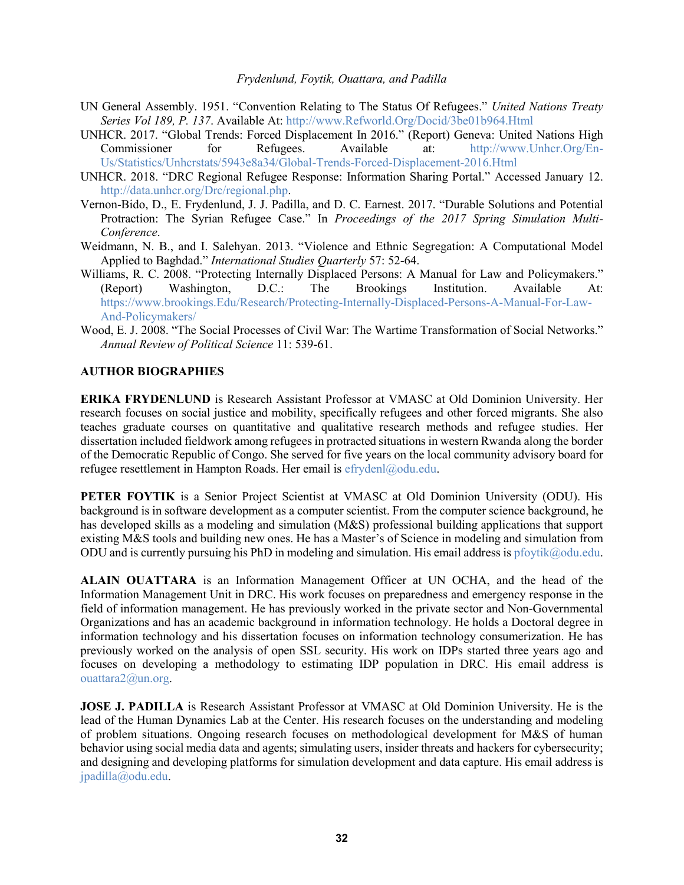UN General Assembly. 1951. "Convention Relating to The Status Of Refugees." *United Nations Treaty Series Vol 189, P. 137*. Available At: http://www.Refworld.Org/Docid/3be01b964.Html

UNHCR. 2017. "Global Trends: Forced Displacement In 2016." (Report) Geneva: United Nations High Commissioner for Refugees. Available at: http://www.Unhcr.Org/En-Us/Statistics/Unhcrstats/5943e8a34/Global-Trends-Forced-Displacement-2016.Html

UNHCR. 2018. "DRC Regional Refugee Response: Information Sharing Portal." Accessed January 12. http://data.unhcr.org/Drc/regional.php.

Vernon-Bido, D., E. Frydenlund, J. J. Padilla, and D. C. Earnest. 2017. "Durable Solutions and Potential Protraction: The Syrian Refugee Case." In *Proceedings of the 2017 Spring Simulation Multi-Conference*.

Weidmann, N. B., and I. Salehyan. 2013. "Violence and Ethnic Segregation: A Computational Model Applied to Baghdad." *International Studies Quarterly* 57: 52-64.

Williams, R. C. 2008. "Protecting Internally Displaced Persons: A Manual for Law and Policymakers." (Report) Washington, D.C.: The Brookings Institution. Available At: https://www.brookings.Edu/Research/Protecting-Internally-Displaced-Persons-A-Manual-For-Law-And-Policymakers/

Wood, E. J. 2008. "The Social Processes of Civil War: The Wartime Transformation of Social Networks." *Annual Review of Political Science* 11: 539-61.

## AUTHOR BIOGRAPHIES

**ERIKA FRYDENLUND** is Research Assistant Professor at VMASC at Old Dominion University. Her research focuses on social justice and mobility, specifically refugees and other forced migrants. She also teaches graduate courses on quantitative and qualitative research methods and refugee studies. Her dissertation included fieldwork among refugees in protracted situations in western Rwanda along the border of the Democratic Republic of Congo. She served for five years on the local community advisory board for refugee resettlement in Hampton Roads. Her email is efrydenl@odu.edu.

**PETER FOYTIK** is a Senior Project Scientist at VMASC at Old Dominion University (ODU). His background is in software development as a computer scientist. From the computer science background, he has developed skills as a modeling and simulation (M&S) professional building applications that support existing M&S tools and building new ones. He has a Master's of Science in modeling and simulation from ODU and is currently pursuing his PhD in modeling and simulation. His email address is pfoytik@odu.edu.

**ALAIN OUATTARA** is an Information Management Officer at UN OCHA, and the head of the Information Management Unit in DRC. His work focuses on preparedness and emergency response in the field of information management. He has previously worked in the private sector and Non-Governmental Organizations and has an academic background in information technology. He holds a Doctoral degree in information technology and his dissertation focuses on information technology consumerization. He has previously worked on the analysis of open SSL security. His work on IDPs started three years ago and focuses on developing a methodology to estimating IDP population in DRC. His email address is ouattara2@un.org.

**JOSE J. PADILLA** is Research Assistant Professor at VMASC at Old Dominion University. He is the lead of the Human Dynamics Lab at the Center. His research focuses on the understanding and modeling of problem situations. Ongoing research focuses on methodological development for M&S of human behavior using social media data and agents; simulating users, insider threats and hackers for cybersecurity; and designing and developing platforms for simulation development and data capture. His email address is jpadilla@odu.edu.